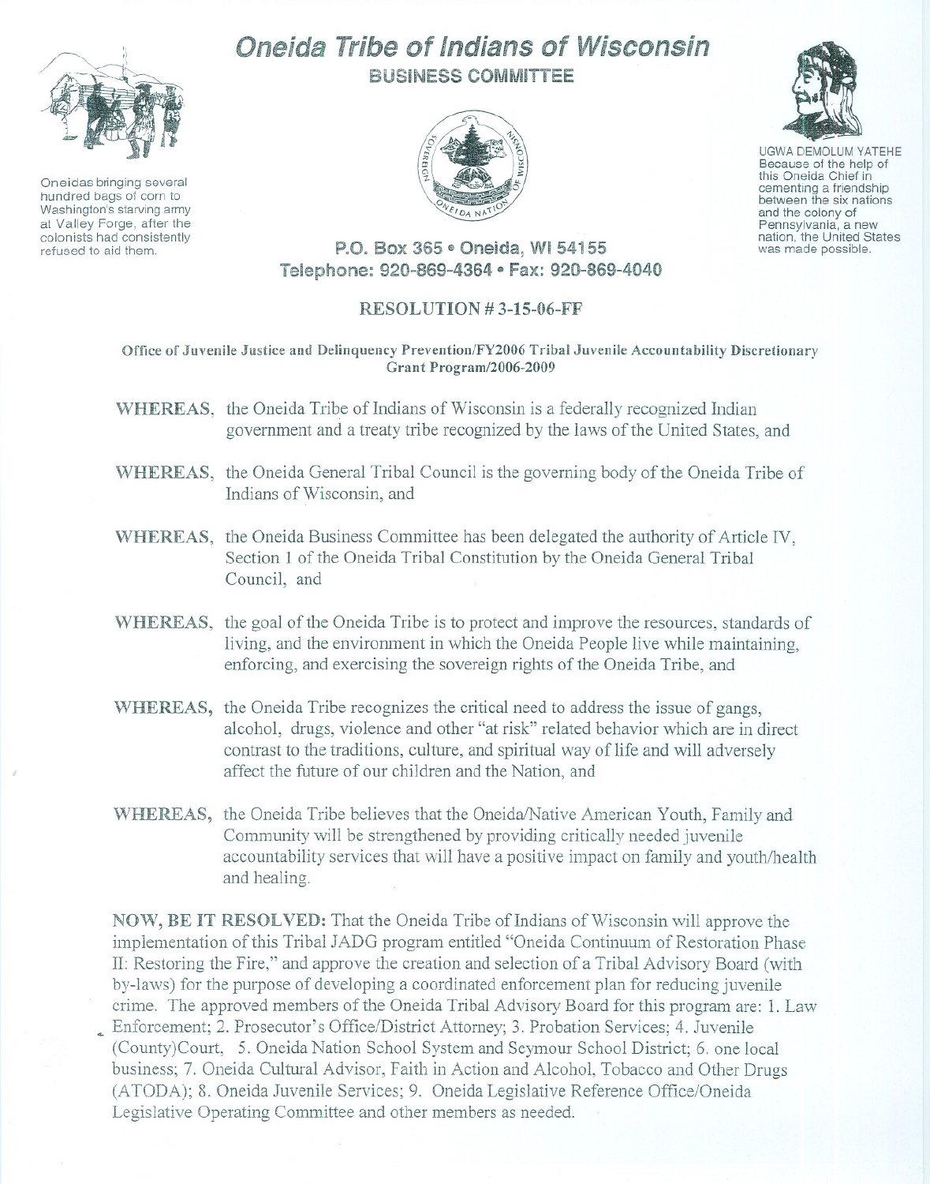# Oneida Tribe of Indians of Wisconsin

## BUSINESS COMMITTEE

Oneidas bringing several hundred bags of corn to Washington's starving army at Valley Forge, after the colonists had consistently refused to aid them.

UGWA DEMOLUM YATEHE
Because of the help of this Oneida Chief in cementing a friendship between the six nations and the colony of Pennsylvania, a new nation, the United States was made possible.

P.O. Box 365 • Oneida, WI 54155
Telephone: 920-869-4364 • Fax: 920-869-4040

### RESOLUTION # 3-15-06-FF

**Office of Juvenile Justice and Delinquency Prevention/FY2006 Tribal Juvenile Accountability Discretionary Grant Program/2006-2009**

**WHEREAS,** the Oneida Tribe of Indians of Wisconsin is a federally recognized Indian government and a treaty tribe recognized by the laws of the United States, and

**WHEREAS,** the Oneida General Tribal Council is the governing body of the Oneida Tribe of Indians of Wisconsin, and

**WHEREAS,** the Oneida Business Committee has been delegated the authority of Article IV, Section 1 of the Oneida Tribal Constitution by the Oneida General Tribal Council, and

**WHEREAS,** the goal of the Oneida Tribe is to protect and improve the resources, standards of living, and the environment in which the Oneida People live while maintaining, enforcing, and exercising the sovereign rights of the Oneida Tribe, and

**WHEREAS,** the Oneida Tribe recognizes the critical need to address the issue of gangs, alcohol, drugs, violence and other "at risk" related behavior which are in direct contrast to the traditions, culture, and spiritual way of life and will adversely affect the future of our children and the Nation, and

**WHEREAS,** the Oneida Tribe believes that the Oneida/Native American Youth, Family and Community will be strengthened by providing critically needed juvenile accountability services that will have a positive impact on family and youth/health and healing.

**NOW, BE IT RESOLVED:** That the Oneida Tribe of Indians of Wisconsin will approve the implementation of this Tribal JADG program entitled "Oneida Continuum of Restoration Phase II: Restoring the Fire," and approve the creation and selection of a Tribal Advisory Board (with by-laws) for the purpose of developing a coordinated enforcement plan for reducing juvenile crime. The approved members of the Oneida Tribal Advisory Board for this program are: 1. Law Enforcement; 2. Prosecutor's Office/District Attorney; 3. Probation Services; 4. Juvenile (County)Court, 5. Oneida Nation School System and Seymour School District; 6. one local business; 7. Oneida Cultural Advisor, Faith in Action and Alcohol, Tobacco and Other Drugs (ATODA); 8. Oneida Juvenile Services; 9. Oneida Legislative Reference Office/Oneida Legislative Operating Committee and other members as needed.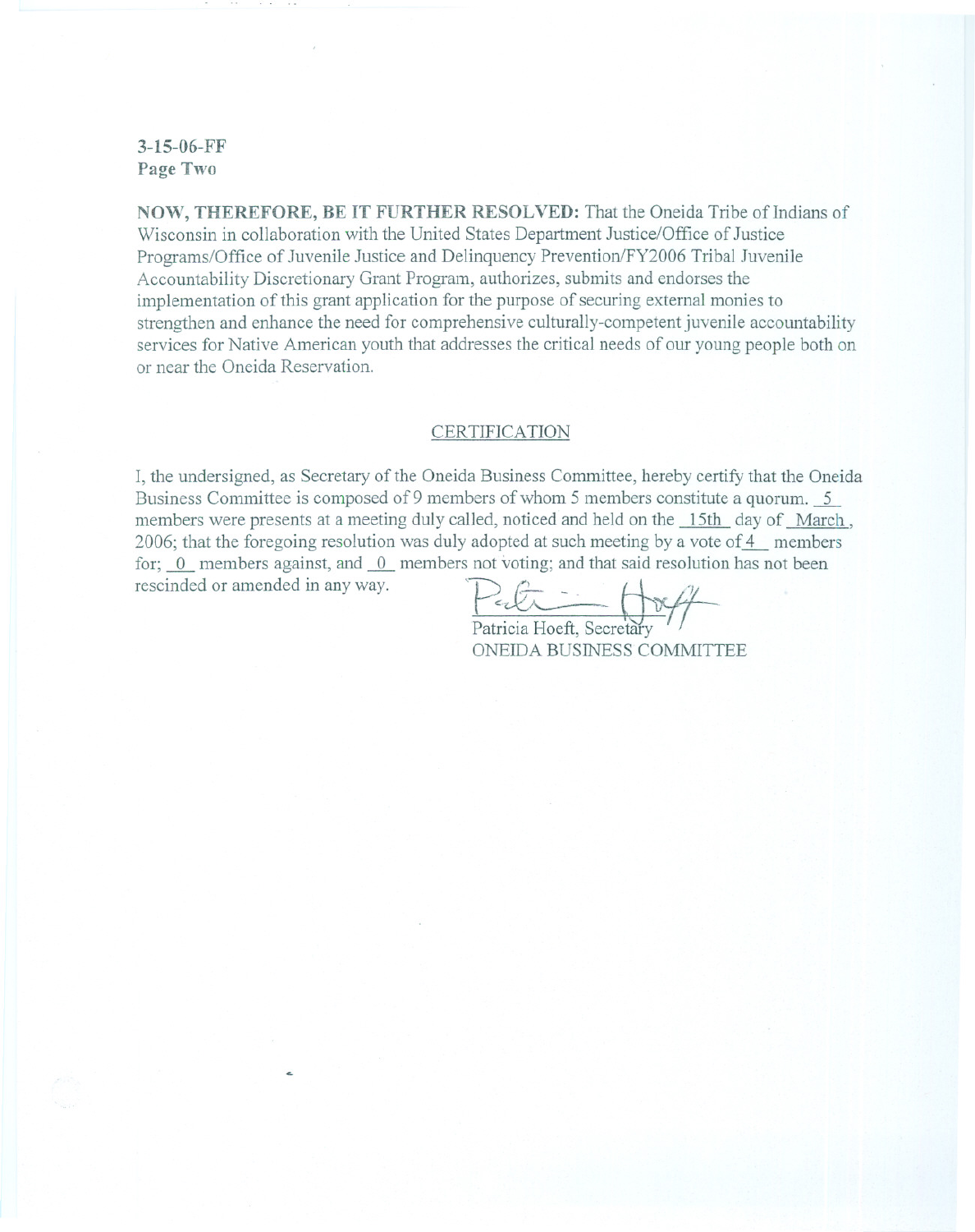3-15-06-FF
Page Two

**NOW, THEREFORE, BE IT FURTHER RESOLVED:** That the Oneida Tribe of Indians of Wisconsin in collaboration with the United States Department Justice/Office of Justice Programs/Office of Juvenile Justice and Delinquency Prevention/FY2006 Tribal Juvenile Accountability Discretionary Grant Program, authorizes, submits and endorses the implementation of this grant application for the purpose of securing external monies to strengthen and enhance the need for comprehensive culturally-competent juvenile accountability services for Native American youth that addresses the critical needs of our young people both on or near the Oneida Reservation.

## CERTIFICATION

I, the undersigned, as Secretary of the Oneida Business Committee, hereby certify that the Oneida Business Committee is composed of 9 members of whom 5 members constitute a quorum. 5 members were presents at a meeting duly called, noticed and held on the 15th day of March, 2006; that the foregoing resolution was duly adopted at such meeting by a vote of 4 members for; 0 members against, and 0 members not voting; and that said resolution has not been rescinded or amended in any way.

Patricia Hoeft, Secretary
ONEIDA BUSINESS COMMITTEE